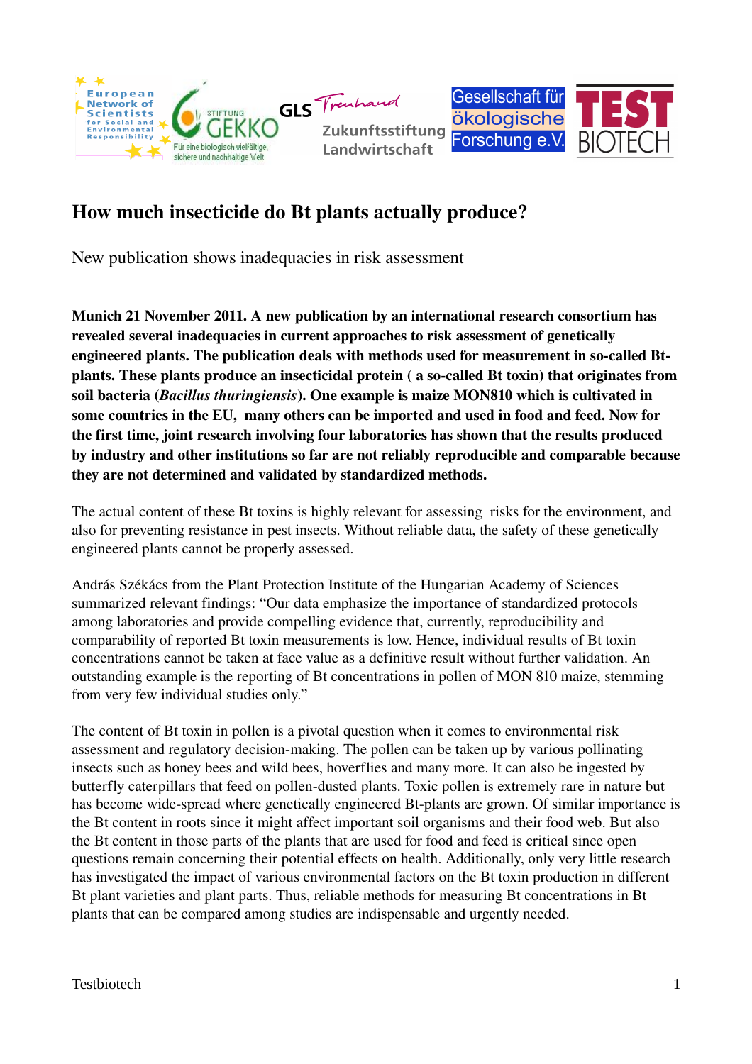# How much insecticide do Bt plants actually produce?

New publication shows inadequacies in risk assessment

**Munich 21 November 2011. A new publication by an international research consortium has revealed several inadequacies in current approaches to risk assessment of genetically engineered plants. The publication deals with methods used for measurement in so-called Bt-plants. These plants produce an insecticidal protein ( a so-called Bt toxin) that originates from soil bacteria (*Bacillus thuringiensis*). One example is maize MON810 which is cultivated in some countries in the EU, many others can be imported and used in food and feed. Now for the first time, joint research involving four laboratories has shown that the results produced by industry and other institutions so far are not reliably reproducible and comparable because they are not determined and validated by standardized methods.**

The actual content of these Bt toxins is highly relevant for assessing risks for the environment, and also for preventing resistance in pest insects. Without reliable data, the safety of these genetically engineered plants cannot be properly assessed.

András Székács from the Plant Protection Institute of the Hungarian Academy of Sciences summarized relevant findings: "Our data emphasize the importance of standardized protocols among laboratories and provide compelling evidence that, currently, reproducibility and comparability of reported Bt toxin measurements is low. Hence, individual results of Bt toxin concentrations cannot be taken at face value as a definitive result without further validation. An outstanding example is the reporting of Bt concentrations in pollen of MON 810 maize, stemming from very few individual studies only."

The content of Bt toxin in pollen is a pivotal question when it comes to environmental risk assessment and regulatory decision-making. The pollen can be taken up by various pollinating insects such as honey bees and wild bees, hoverflies and many more. It can also be ingested by butterfly caterpillars that feed on pollen-dusted plants. Toxic pollen is extremely rare in nature but has become wide-spread where genetically engineered Bt-plants are grown. Of similar importance is the Bt content in roots since it might affect important soil organisms and their food web. But also the Bt content in those parts of the plants that are used for food and feed is critical since open questions remain concerning their potential effects on health. Additionally, only very little research has investigated the impact of various environmental factors on the Bt toxin production in different Bt plant varieties and plant parts. Thus, reliable methods for measuring Bt concentrations in Bt plants that can be compared among studies are indispensable and urgently needed.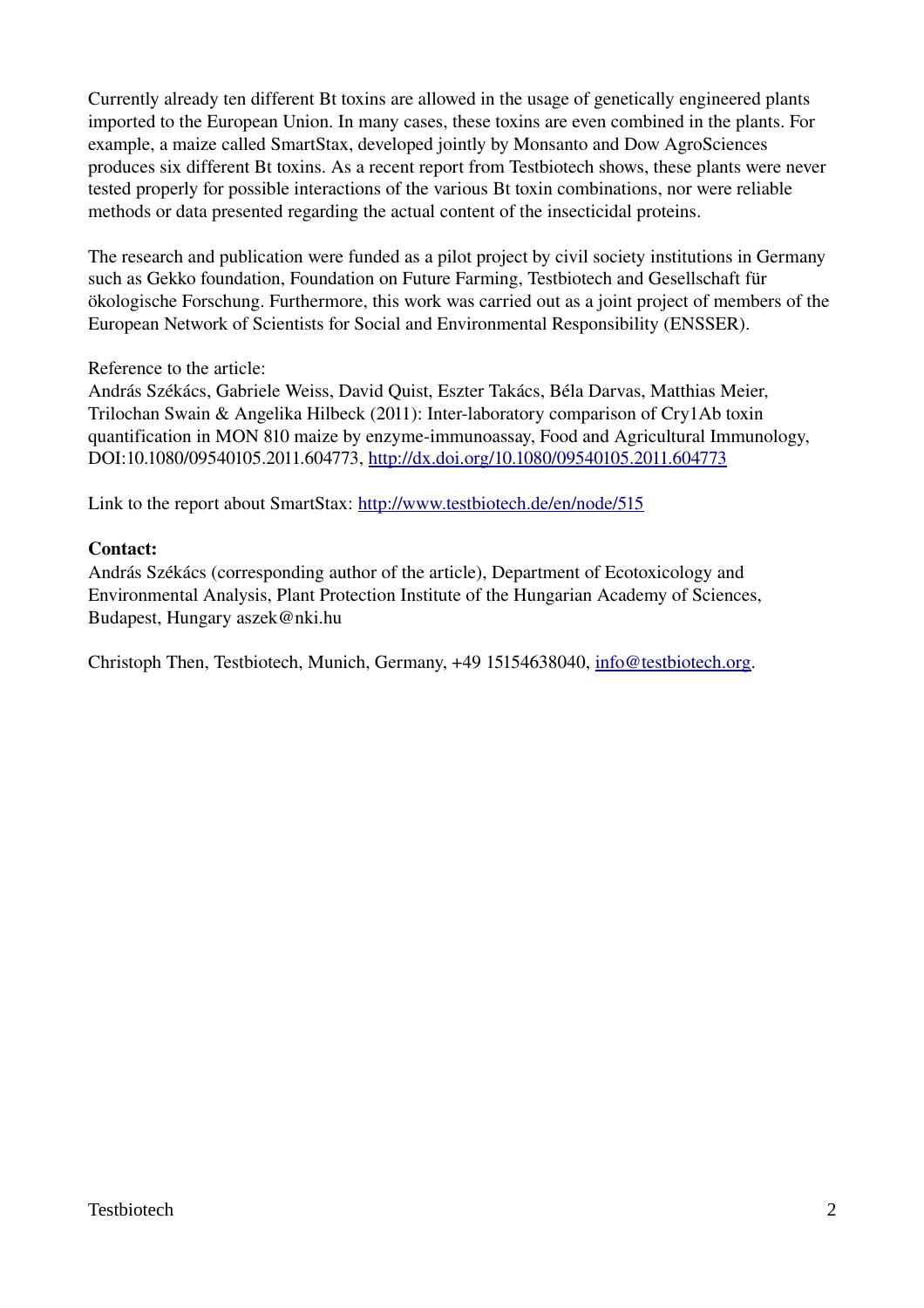Currently already ten different Bt toxins are allowed in the usage of genetically engineered plants imported to the European Union. In many cases, these toxins are even combined in the plants. For example, a maize called SmartStax, developed jointly by Monsanto and Dow AgroSciences produces six different Bt toxins. As a recent report from Testbiotech shows, these plants were never tested properly for possible interactions of the various Bt toxin combinations, nor were reliable methods or data presented regarding the actual content of the insecticidal proteins.

The research and publication were funded as a pilot project by civil society institutions in Germany such as Gekko foundation, Foundation on Future Farming, Testbiotech and Gesellschaft für ökologische Forschung. Furthermore, this work was carried out as a joint project of members of the European Network of Scientists for Social and Environmental Responsibility (ENSSER).

Reference to the article:
András Székács, Gabriele Weiss, David Quist, Eszter Takács, Béla Darvas, Matthias Meier, Trilochan Swain & Angelika Hilbeck (2011): Inter-laboratory comparison of Cry1Ab toxin quantification in MON 810 maize by enzyme-immunoassay, Food and Agricultural Immunology, DOI:10.1080/09540105.2011.604773, http://dx.doi.org/10.1080/09540105.2011.604773

Link to the report about SmartStax: http://www.testbiotech.de/en/node/515

**Contact:**
András Székács (corresponding author of the article), Department of Ecotoxicology and Environmental Analysis, Plant Protection Institute of the Hungarian Academy of Sciences, Budapest, Hungary aszek@nki.hu

Christoph Then, Testbiotech, Munich, Germany, +49 15154638040, info@testbiotech.org.